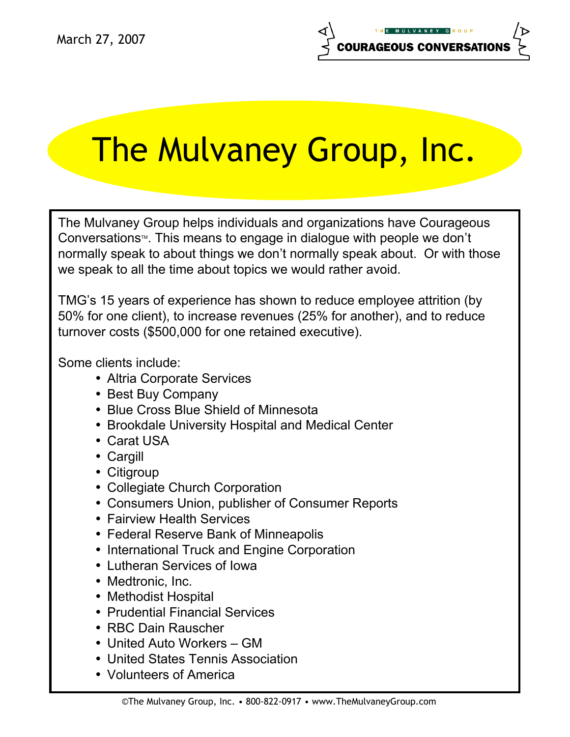March 27, 2007

THE MULVANEY GROUP
COURAGEOUS CONVERSATIONS

# The Mulvaney Group, Inc.

The Mulvaney Group helps individuals and organizations have Courageous Conversations™. This means to engage in dialogue with people we don't normally speak to about things we don't normally speak about. Or with those we speak to all the time about topics we would rather avoid.

TMG's 15 years of experience has shown to reduce employee attrition (by 50% for one client), to increase revenues (25% for another), and to reduce turnover costs ($500,000 for one retained executive).

Some clients include:

- Altria Corporate Services
- Best Buy Company
- Blue Cross Blue Shield of Minnesota
- Brookdale University Hospital and Medical Center
- Carat USA
- Cargill
- Citigroup
- Collegiate Church Corporation
- Consumers Union, publisher of Consumer Reports
- Fairview Health Services
- Federal Reserve Bank of Minneapolis
- International Truck and Engine Corporation
- Lutheran Services of Iowa
- Medtronic, Inc.
- Methodist Hospital
- Prudential Financial Services
- RBC Dain Rauscher
- United Auto Workers – GM
- United States Tennis Association
- Volunteers of America

©The Mulvaney Group, Inc. • 800-822-0917 • www.TheMulvaneyGroup.com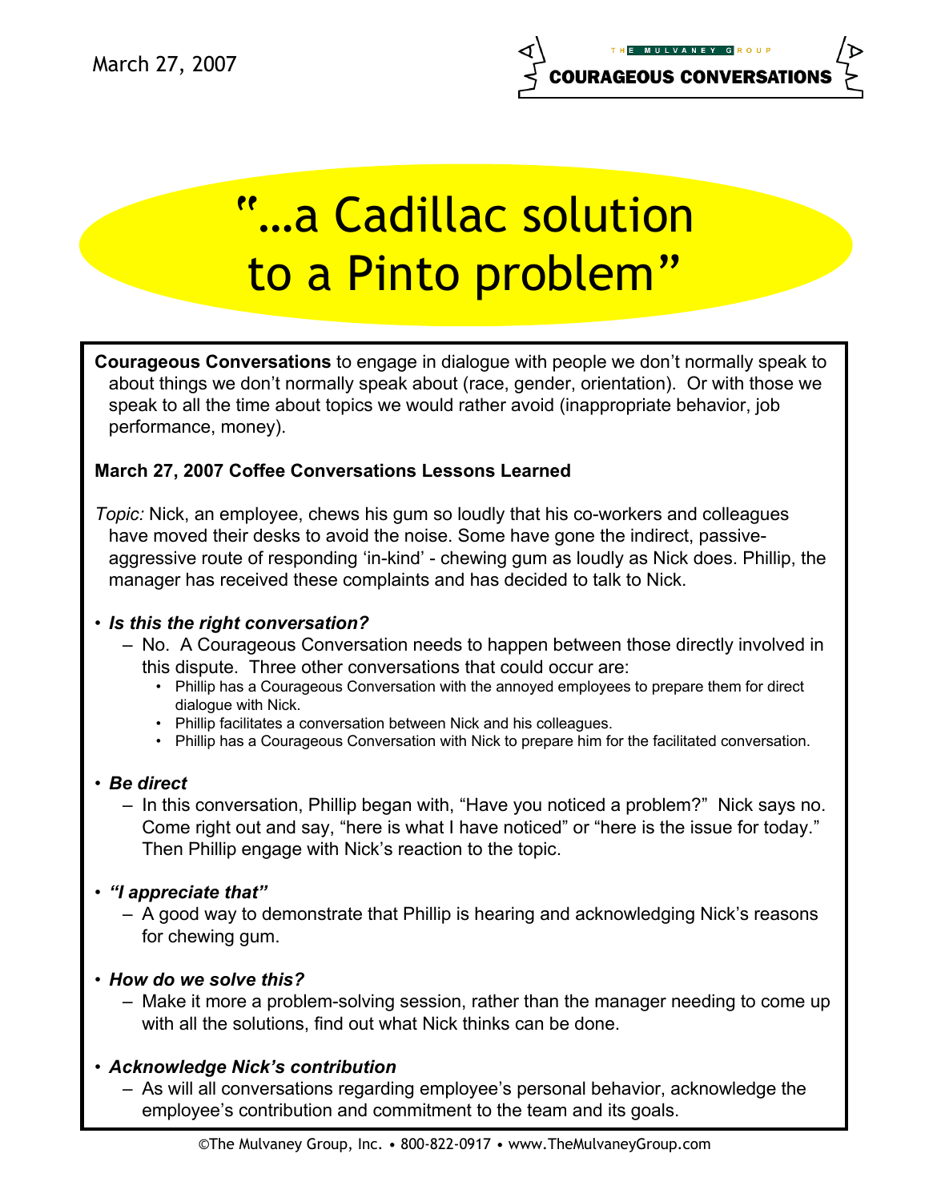March 27, 2007

COURAGEOUS CONVERSATIONS

# "…a Cadillac solution to a Pinto problem"

**Courageous Conversations** to engage in dialogue with people we don't normally speak to about things we don't normally speak about (race, gender, orientation). Or with those we speak to all the time about topics we would rather avoid (inappropriate behavior, job performance, money).

**March 27, 2007 Coffee Conversations Lessons Learned**

*Topic:* Nick, an employee, chews his gum so loudly that his co-workers and colleagues have moved their desks to avoid the noise. Some have gone the indirect, passive-aggressive route of responding 'in-kind' - chewing gum as loudly as Nick does. Phillip, the manager has received these complaints and has decided to talk to Nick.

- ***Is this the right conversation?***
  - No. A Courageous Conversation needs to happen between those directly involved in this dispute. Three other conversations that could occur are:
    - Phillip has a Courageous Conversation with the annoyed employees to prepare them for direct dialogue with Nick.
    - Phillip facilitates a conversation between Nick and his colleagues.
    - Phillip has a Courageous Conversation with Nick to prepare him for the facilitated conversation.
- ***Be direct***
  - In this conversation, Phillip began with, "Have you noticed a problem?" Nick says no. Come right out and say, "here is what I have noticed" or "here is the issue for today." Then Phillip engage with Nick's reaction to the topic.
- ***"I appreciate that"***
  - A good way to demonstrate that Phillip is hearing and acknowledging Nick's reasons for chewing gum.
- ***How do we solve this?***
  - Make it more a problem-solving session, rather than the manager needing to come up with all the solutions, find out what Nick thinks can be done.
- ***Acknowledge Nick's contribution***
  - As will all conversations regarding employee's personal behavior, acknowledge the employee's contribution and commitment to the team and its goals.

©The Mulvaney Group, Inc. • 800-822-0917 • www.TheMulvaneyGroup.com